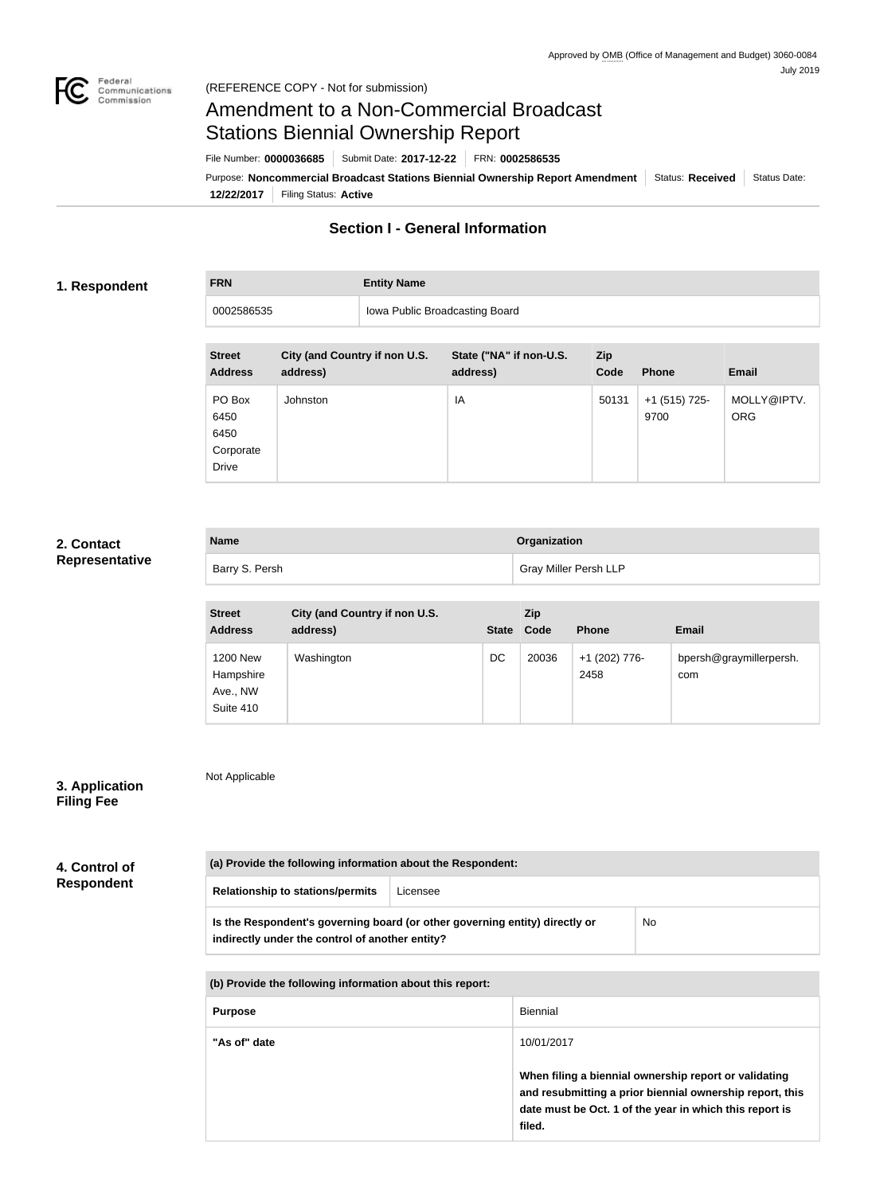Approved by OMB (Office of Management and Budget) 3060-0084
July 2019

(REFERENCE COPY - Not for submission)

# Amendment to a Non-Commercial Broadcast Stations Biennial Ownership Report

File Number: **0000036685** | Submit Date: **2017-12-22** | FRN: **0002586535**

Purpose: **Noncommercial Broadcast Stations Biennial Ownership Report Amendment** | Status: **Received** | Status Date: **12/22/2017** | Filing Status: **Active**

## Section I - General Information

### 1. Respondent

| FRN | Entity Name |
| --- | --- |
| 0002586535 | Iowa Public Broadcasting Board |

| Street Address | City (and Country if non U.S. address) | State ("NA" if non-U.S. address) | Zip Code | Phone | Email |
| --- | --- | --- | --- | --- | --- |
| PO Box 6450 6450 Corporate Drive | Johnston | IA | 50131 | +1 (515) 725-9700 | MOLLY@IPTV.ORG |

### 2. Contact Representative

| Name | Organization |
| --- | --- |
| Barry S. Persh | Gray Miller Persh LLP |

| Street Address | City (and Country if non U.S. address) | State | Zip Code | Phone | Email |
| --- | --- | --- | --- | --- | --- |
| 1200 New Hampshire Ave., NW Suite 410 | Washington | DC | 20036 | +1 (202) 776-2458 | bpersh@graymillerpersh.com |

### 3. Application Filing Fee

Not Applicable

### 4. Control of Respondent

| (a) Provide the following information about the Respondent: | |
| --- | --- |
| **Relationship to stations/permits** | Licensee |
| **Is the Respondent's governing board (or other governing entity) directly or indirectly under the control of another entity?** | No |

| (b) Provide the following information about this report: | |
| --- | --- |
| **Purpose** | Biennial |
| **"As of" date** | 10/01/2017<br><br>**When filing a biennial ownership report or validating and resubmitting a prior biennial ownership report, this date must be Oct. 1 of the year in which this report is filed.** |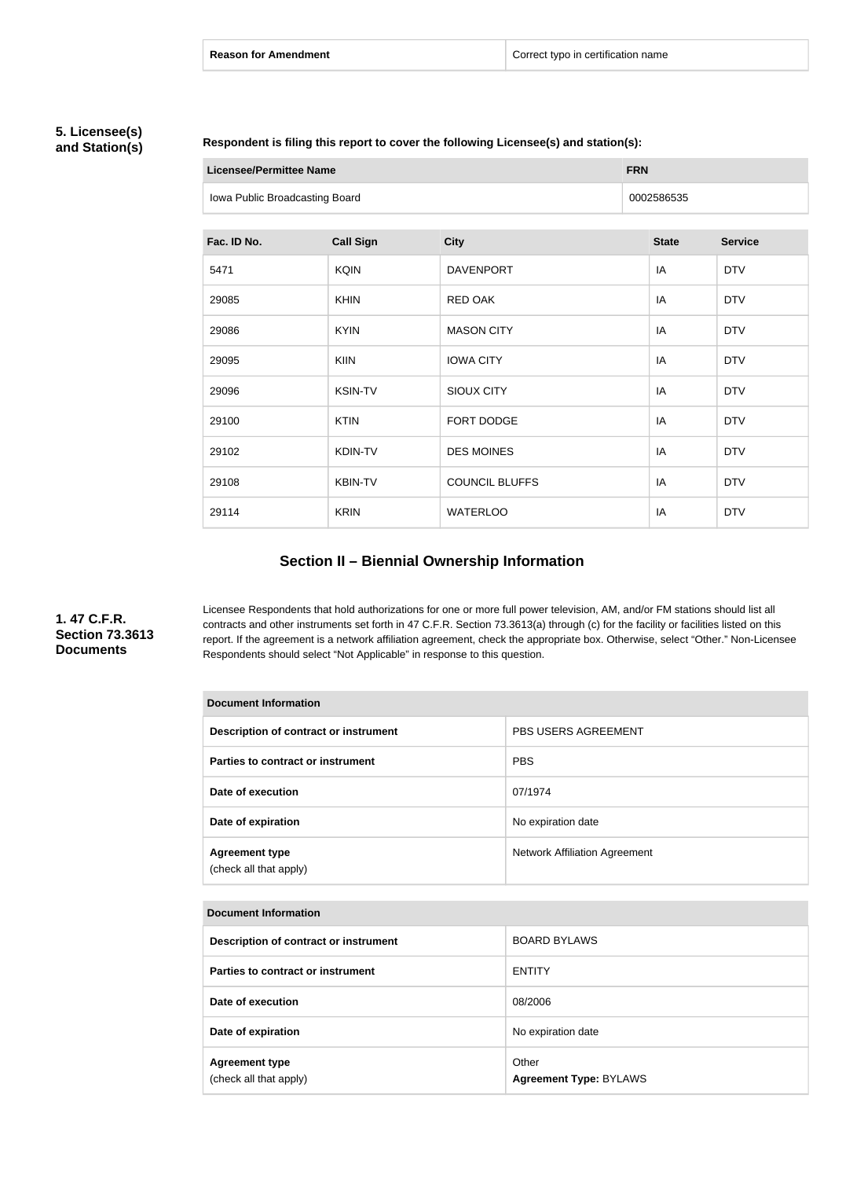| Reason for Amendment | Correct typo in certification name |
|---|---|

### 5. Licensee(s) and Station(s)

**Respondent is filing this report to cover the following Licensee(s) and station(s):**

| Licensee/Permittee Name | FRN |
|---|---|
| Iowa Public Broadcasting Board | 0002586535 |

| Fac. ID No. | Call Sign | City | State | Service |
|---|---|---|---|---|
| 5471 | KQIN | DAVENPORT | IA | DTV |
| 29085 | KHIN | RED OAK | IA | DTV |
| 29086 | KYIN | MASON CITY | IA | DTV |
| 29095 | KIIN | IOWA CITY | IA | DTV |
| 29096 | KSIN-TV | SIOUX CITY | IA | DTV |
| 29100 | KTIN | FORT DODGE | IA | DTV |
| 29102 | KDIN-TV | DES MOINES | IA | DTV |
| 29108 | KBIN-TV | COUNCIL BLUFFS | IA | DTV |
| 29114 | KRIN | WATERLOO | IA | DTV |

## Section II – Biennial Ownership Information

### 1. 47 C.F.R. Section 73.3613 Documents

Licensee Respondents that hold authorizations for one or more full power television, AM, and/or FM stations should list all contracts and other instruments set forth in 47 C.F.R. Section 73.3613(a) through (c) for the facility or facilities listed on this report. If the agreement is a network affiliation agreement, check the appropriate box. Otherwise, select "Other." Non-Licensee Respondents should select "Not Applicable" in response to this question.

| Document Information | |
|---|---|
| Description of contract or instrument | PBS USERS AGREEMENT |
| Parties to contract or instrument | PBS |
| Date of execution | 07/1974 |
| Date of expiration | No expiration date |
| Agreement type (check all that apply) | Network Affiliation Agreement |

| Document Information | |
|---|---|
| Description of contract or instrument | BOARD BYLAWS |
| Parties to contract or instrument | ENTITY |
| Date of execution | 08/2006 |
| Date of expiration | No expiration date |
| Agreement type (check all that apply) | Other **Agreement Type:** BYLAWS |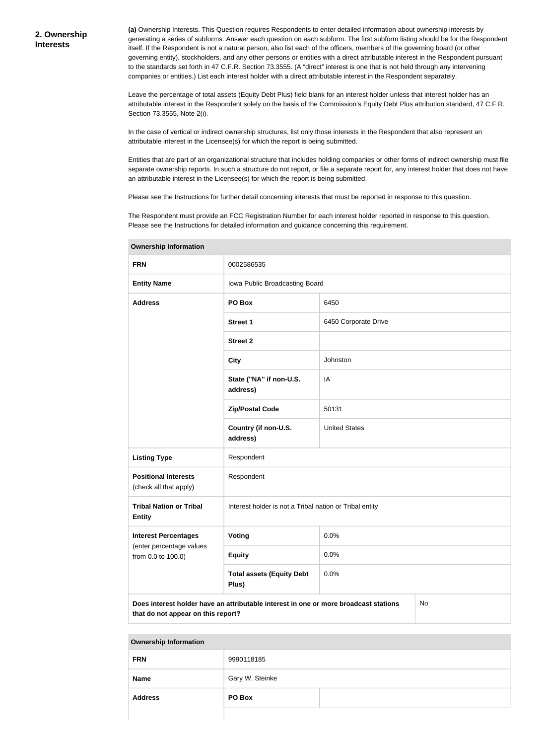## 2. Ownership Interests

**(a)** Ownership Interests. This Question requires Respondents to enter detailed information about ownership interests by generating a series of subforms. Answer each question on each subform. The first subform listing should be for the Respondent itself. If the Respondent is not a natural person, also list each of the officers, members of the governing board (or other governing entity), stockholders, and any other persons or entities with a direct attributable interest in the Respondent pursuant to the standards set forth in 47 C.F.R. Section 73.3555. (A "direct" interest is one that is not held through any intervening companies or entities.) List each interest holder with a direct attributable interest in the Respondent separately.

Leave the percentage of total assets (Equity Debt Plus) field blank for an interest holder unless that interest holder has an attributable interest in the Respondent solely on the basis of the Commission's Equity Debt Plus attribution standard, 47 C.F.R. Section 73.3555, Note 2(i).

In the case of vertical or indirect ownership structures, list only those interests in the Respondent that also represent an attributable interest in the Licensee(s) for which the report is being submitted.

Entities that are part of an organizational structure that includes holding companies or other forms of indirect ownership must file separate ownership reports. In such a structure do not report, or file a separate report for, any interest holder that does not have an attributable interest in the Licensee(s) for which the report is being submitted.

Please see the Instructions for further detail concerning interests that must be reported in response to this question.

The Respondent must provide an FCC Registration Number for each interest holder reported in response to this question. Please see the Instructions for detailed information and guidance concerning this requirement.

| **Ownership Information** | | |
|---|---|---|
| **FRN** | 0002586535 | |
| **Entity Name** | Iowa Public Broadcasting Board | |
| **Address** | **PO Box** | 6450 |
| | **Street 1** | 6450 Corporate Drive |
| | **Street 2** | |
| | **City** | Johnston |
| | **State ("NA" if non-U.S. address)** | IA |
| | **Zip/Postal Code** | 50131 |
| | **Country (if non-U.S. address)** | United States |
| **Listing Type** | Respondent | |
| **Positional Interests** (check all that apply) | Respondent | |
| **Tribal Nation or Tribal Entity** | Interest holder is not a Tribal nation or Tribal entity | |
| **Interest Percentages** (enter percentage values from 0.0 to 100.0) | **Voting** | 0.0% |
| | **Equity** | 0.0% |
| | **Total assets (Equity Debt Plus)** | 0.0% |
| **Does interest holder have an attributable interest in one or more broadcast stations that do not appear on this report?** | | No |

| **Ownership Information** | | |
|---|---|---|
| **FRN** | 9990118185 | |
| **Name** | Gary W. Steinke | |
| **Address** | **PO Box** | |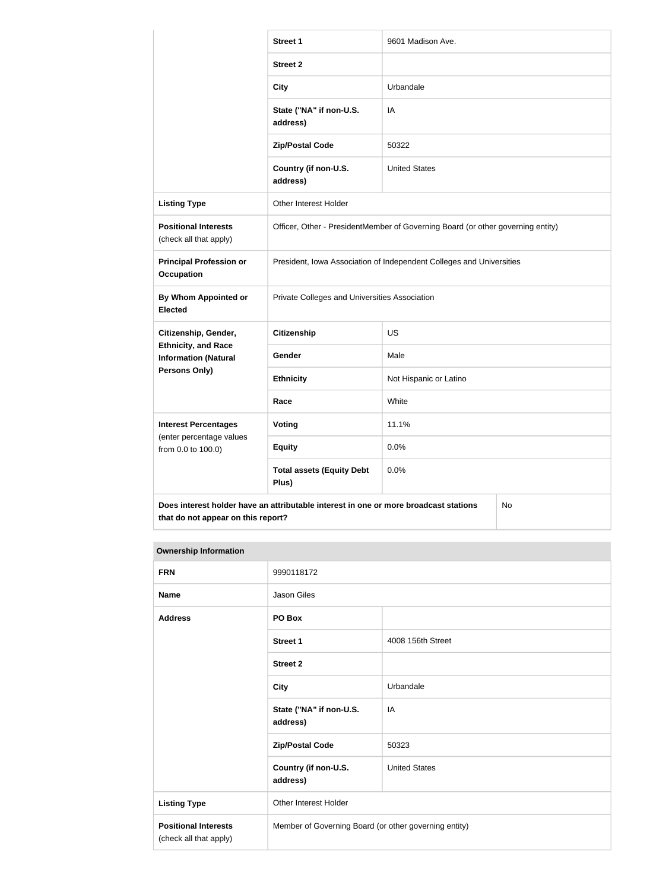| | | |
|---|---|---|
| | **Street 1** | 9601 Madison Ave. |
| | **Street 2** | |
| | **City** | Urbandale |
| | **State ("NA" if non-U.S. address)** | IA |
| | **Zip/Postal Code** | 50322 |
| | **Country (if non-U.S. address)** | United States |
| **Listing Type** | Other Interest Holder | |
| **Positional Interests** (check all that apply) | Officer, Other - PresidentMember of Governing Board (or other governing entity) | |
| **Principal Profession or Occupation** | President, Iowa Association of Independent Colleges and Universities | |
| **By Whom Appointed or Elected** | Private Colleges and Universities Association | |
| **Citizenship, Gender, Ethnicity, and Race Information (Natural Persons Only)** | **Citizenship** | US |
| | **Gender** | Male |
| | **Ethnicity** | Not Hispanic or Latino |
| | **Race** | White |
| **Interest Percentages** (enter percentage values from 0.0 to 100.0) | **Voting** | 11.1% |
| | **Equity** | 0.0% |
| | **Total assets (Equity Debt Plus)** | 0.0% |
| **Does interest holder have an attributable interest in one or more broadcast stations that do not appear on this report?** | | No |

| **Ownership Information** | | |
|---|---|---|
| **FRN** | 9990118172 | |
| **Name** | Jason Giles | |
| **Address** | **PO Box** | |
| | **Street 1** | 4008 156th Street |
| | **Street 2** | |
| | **City** | Urbandale |
| | **State ("NA" if non-U.S. address)** | IA |
| | **Zip/Postal Code** | 50323 |
| | **Country (if non-U.S. address)** | United States |
| **Listing Type** | Other Interest Holder | |
| **Positional Interests** (check all that apply) | Member of Governing Board (or other governing entity) | |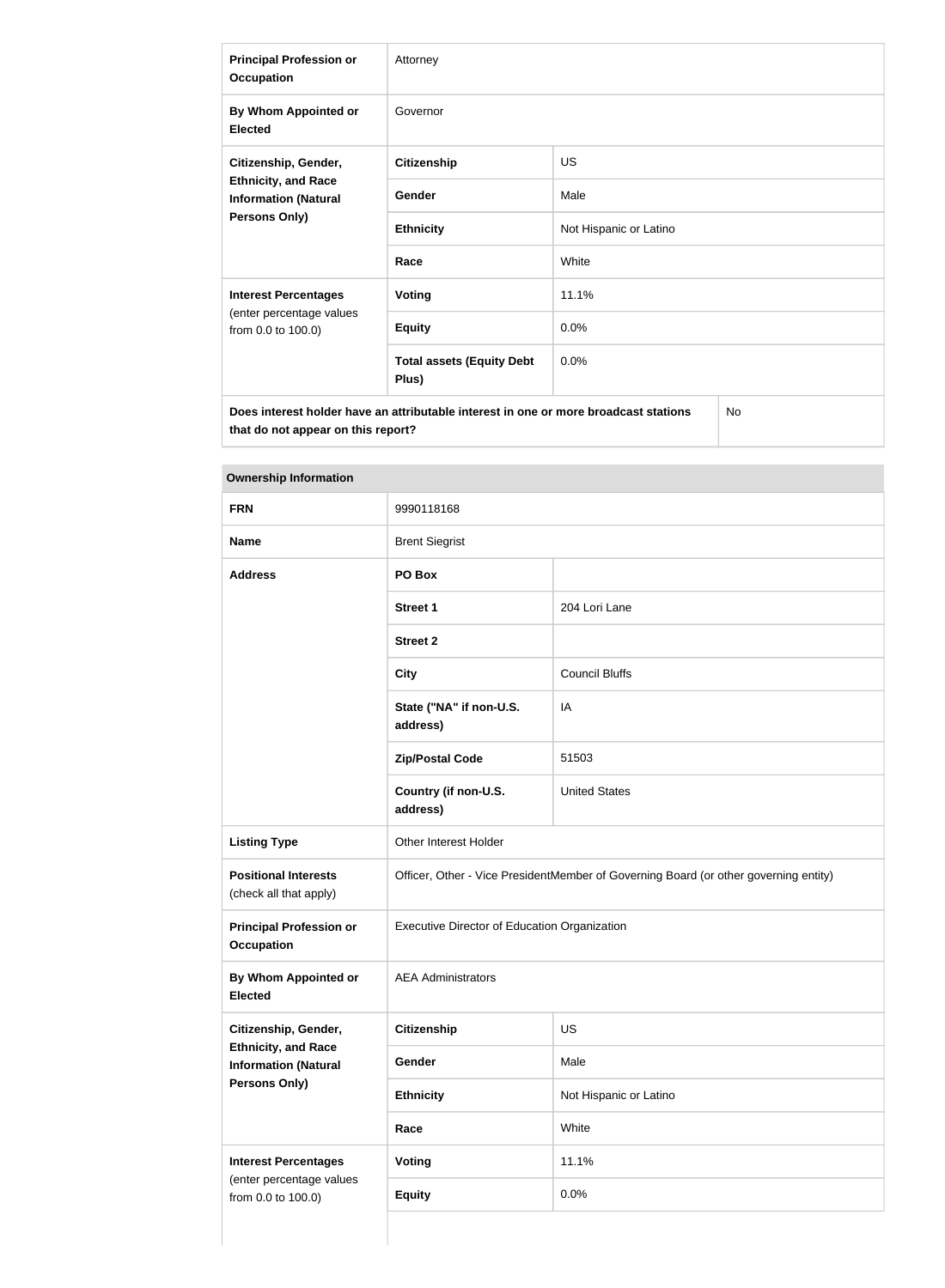| | | |
|---|---|---|
| **Principal Profession or Occupation** | Attorney | |
| **By Whom Appointed or Elected** | Governor | |
| **Citizenship, Gender, Ethnicity, and Race Information (Natural Persons Only)** | **Citizenship** | US |
| | **Gender** | Male |
| | **Ethnicity** | Not Hispanic or Latino |
| | **Race** | White |
| **Interest Percentages** (enter percentage values from 0.0 to 100.0) | **Voting** | 11.1% |
| | **Equity** | 0.0% |
| | **Total assets (Equity Debt Plus)** | 0.0% |
| **Does interest holder have an attributable interest in one or more broadcast stations that do not appear on this report?** | | No |

| **Ownership Information** | | |
|---|---|---|
| **FRN** | 9990118168 | |
| **Name** | Brent Siegrist | |
| **Address** | **PO Box** | |
| | **Street 1** | 204 Lori Lane |
| | **Street 2** | |
| | **City** | Council Bluffs |
| | **State ("NA" if non-U.S. address)** | IA |
| | **Zip/Postal Code** | 51503 |
| | **Country (if non-U.S. address)** | United States |
| **Listing Type** | Other Interest Holder | |
| **Positional Interests** (check all that apply) | Officer, Other - Vice PresidentMember of Governing Board (or other governing entity) | |
| **Principal Profession or Occupation** | Executive Director of Education Organization | |
| **By Whom Appointed or Elected** | AEA Administrators | |
| **Citizenship, Gender, Ethnicity, and Race Information (Natural Persons Only)** | **Citizenship** | US |
| | **Gender** | Male |
| | **Ethnicity** | Not Hispanic or Latino |
| | **Race** | White |
| **Interest Percentages** (enter percentage values from 0.0 to 100.0) | **Voting** | 11.1% |
| | **Equity** | 0.0% |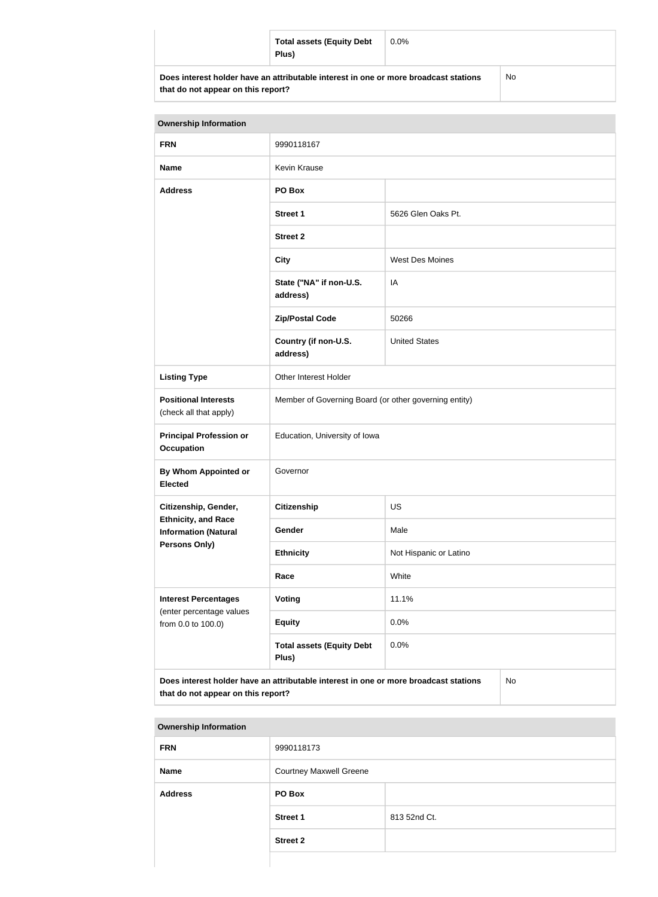| | | |
|---|---|---|
| | **Total assets (Equity Debt Plus)** | 0.0% |
| **Does interest holder have an attributable interest in one or more broadcast stations that do not appear on this report?** | | No |

| **Ownership Information** | | |
|---|---|---|
| **FRN** | 9990118167 | |
| **Name** | Kevin Krause | |
| **Address** | **PO Box** | |
| | **Street 1** | 5626 Glen Oaks Pt. |
| | **Street 2** | |
| | **City** | West Des Moines |
| | **State ("NA" if non-U.S. address)** | IA |
| | **Zip/Postal Code** | 50266 |
| | **Country (if non-U.S. address)** | United States |
| **Listing Type** | Other Interest Holder | |
| **Positional Interests** (check all that apply) | Member of Governing Board (or other governing entity) | |
| **Principal Profession or Occupation** | Education, University of Iowa | |
| **By Whom Appointed or Elected** | Governor | |
| **Citizenship, Gender, Ethnicity, and Race Information (Natural Persons Only)** | **Citizenship** | US |
| | **Gender** | Male |
| | **Ethnicity** | Not Hispanic or Latino |
| | **Race** | White |
| **Interest Percentages** (enter percentage values from 0.0 to 100.0) | **Voting** | 11.1% |
| | **Equity** | 0.0% |
| | **Total assets (Equity Debt Plus)** | 0.0% |
| **Does interest holder have an attributable interest in one or more broadcast stations that do not appear on this report?** | | No |

| **Ownership Information** | | |
|---|---|---|
| **FRN** | 9990118173 | |
| **Name** | Courtney Maxwell Greene | |
| **Address** | **PO Box** | |
| | **Street 1** | 813 52nd Ct. |
| | **Street 2** | |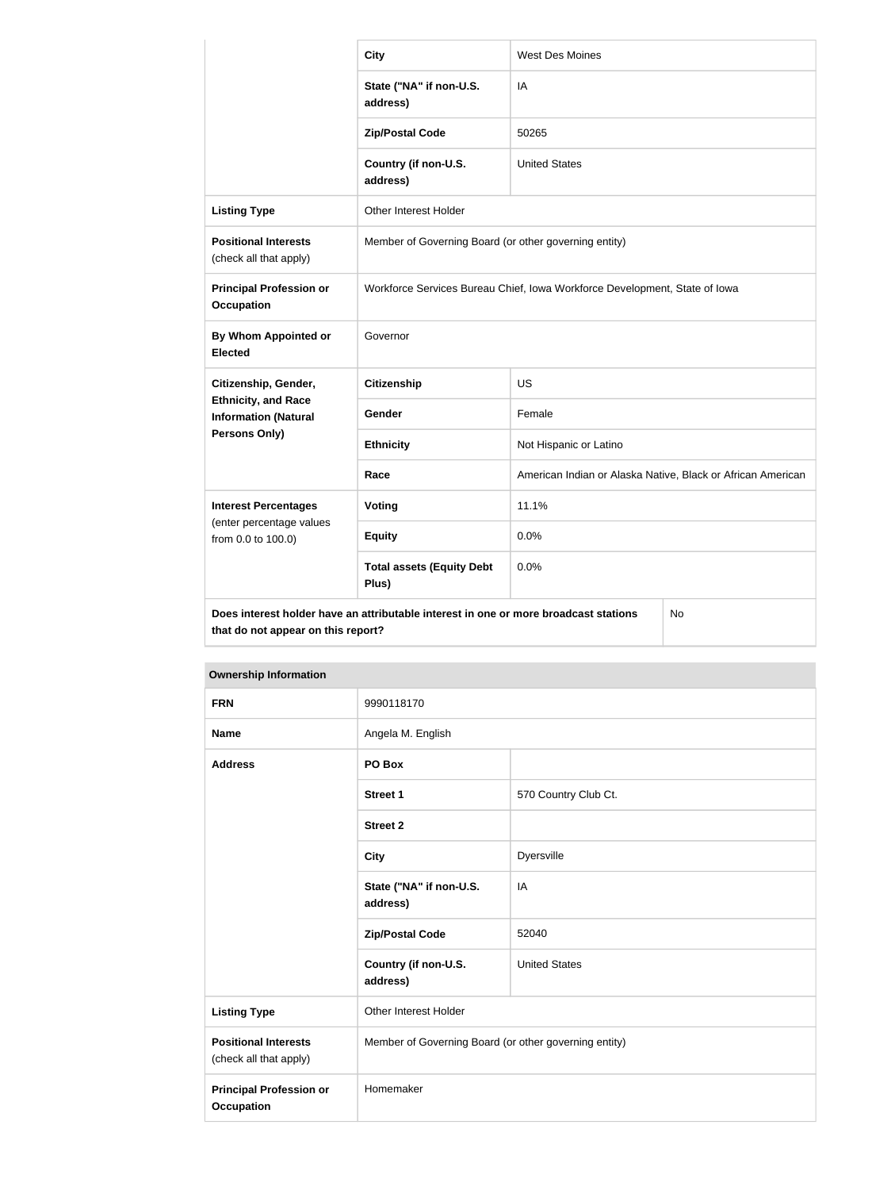| | | |
|---|---|---|
| | **City** | West Des Moines |
| | **State ("NA" if non-U.S. address)** | IA |
| | **Zip/Postal Code** | 50265 |
| | **Country (if non-U.S. address)** | United States |
| **Listing Type** | Other Interest Holder | |
| **Positional Interests** (check all that apply) | Member of Governing Board (or other governing entity) | |
| **Principal Profession or Occupation** | Workforce Services Bureau Chief, Iowa Workforce Development, State of Iowa | |
| **By Whom Appointed or Elected** | Governor | |
| **Citizenship, Gender, Ethnicity, and Race Information (Natural Persons Only)** | **Citizenship** | US |
| | **Gender** | Female |
| | **Ethnicity** | Not Hispanic or Latino |
| | **Race** | American Indian or Alaska Native, Black or African American |
| **Interest Percentages** (enter percentage values from 0.0 to 100.0) | **Voting** | 11.1% |
| | **Equity** | 0.0% |
| | **Total assets (Equity Debt Plus)** | 0.0% |
| **Does interest holder have an attributable interest in one or more broadcast stations that do not appear on this report?** | | No |

| **Ownership Information** | | |
|---|---|---|
| **FRN** | 9990118170 | |
| **Name** | Angela M. English | |
| **Address** | **PO Box** | |
| | **Street 1** | 570 Country Club Ct. |
| | **Street 2** | |
| | **City** | Dyersville |
| | **State ("NA" if non-U.S. address)** | IA |
| | **Zip/Postal Code** | 52040 |
| | **Country (if non-U.S. address)** | United States |
| **Listing Type** | Other Interest Holder | |
| **Positional Interests** (check all that apply) | Member of Governing Board (or other governing entity) | |
| **Principal Profession or Occupation** | Homemaker | |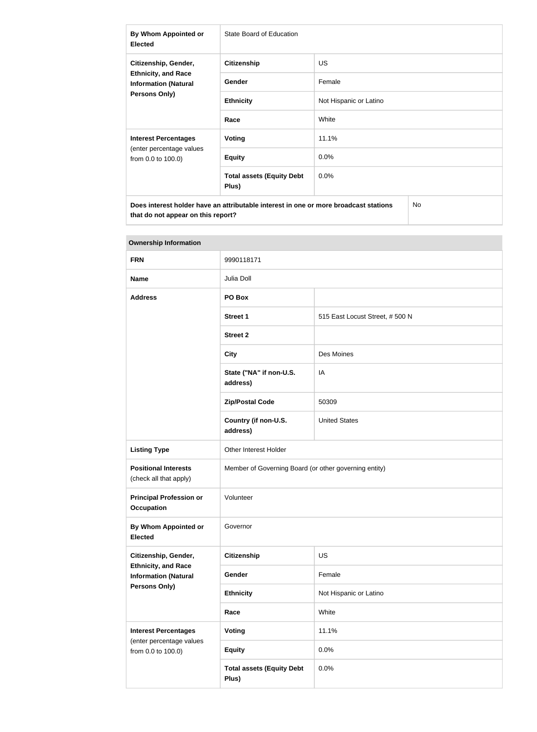| By Whom Appointed or Elected | State Board of Education | |
|---|---|---|
| Citizenship, Gender, Ethnicity, and Race Information (Natural Persons Only) | Citizenship | US |
| | Gender | Female |
| | Ethnicity | Not Hispanic or Latino |
| | Race | White |
| Interest Percentages (enter percentage values from 0.0 to 100.0) | Voting | 11.1% |
| | Equity | 0.0% |
| | Total assets (Equity Debt Plus) | 0.0% |
| Does interest holder have an attributable interest in one or more broadcast stations that do not appear on this report? | | No |

| Ownership Information | | |
|---|---|---|
| FRN | 9990118171 | |
| Name | Julia Doll | |
| Address | PO Box | |
| | Street 1 | 515 East Locust Street, # 500 N |
| | Street 2 | |
| | City | Des Moines |
| | State ("NA" if non-U.S. address) | IA |
| | Zip/Postal Code | 50309 |
| | Country (if non-U.S. address) | United States |
| Listing Type | Other Interest Holder | |
| Positional Interests (check all that apply) | Member of Governing Board (or other governing entity) | |
| Principal Profession or Occupation | Volunteer | |
| By Whom Appointed or Elected | Governor | |
| Citizenship, Gender, Ethnicity, and Race Information (Natural Persons Only) | Citizenship | US |
| | Gender | Female |
| | Ethnicity | Not Hispanic or Latino |
| | Race | White |
| Interest Percentages (enter percentage values from 0.0 to 100.0) | Voting | 11.1% |
| | Equity | 0.0% |
| | Total assets (Equity Debt Plus) | 0.0% |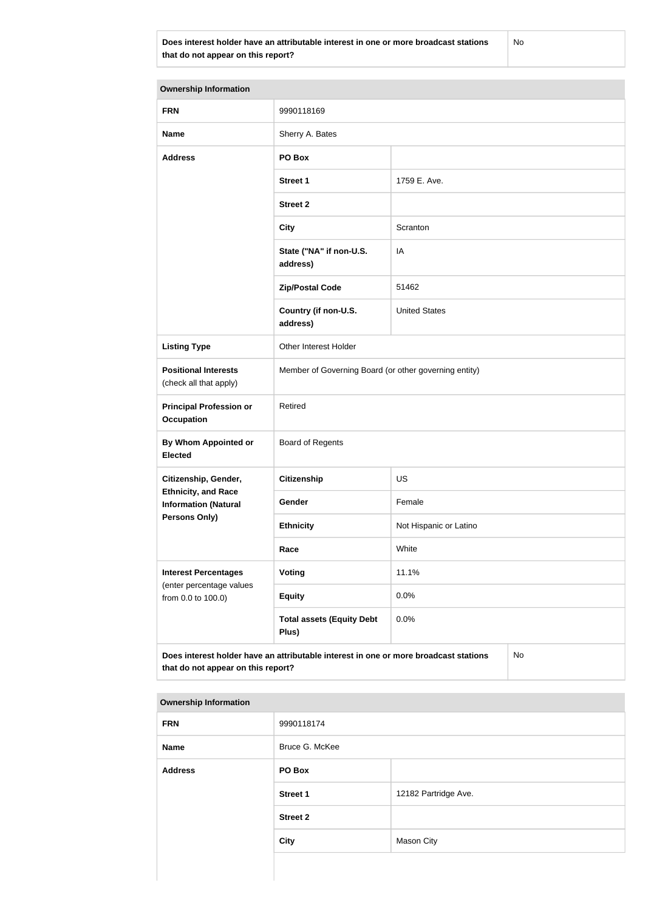| Does interest holder have an attributable interest in one or more broadcast stations that do not appear on this report? | No |
|---|---|

| Ownership Information | | |
|---|---|---|
| **FRN** | 9990118169 | |
| **Name** | Sherry A. Bates | |
| **Address** | **PO Box** | |
| | **Street 1** | 1759 E. Ave. |
| | **Street 2** | |
| | **City** | Scranton |
| | **State ("NA" if non-U.S. address)** | IA |
| | **Zip/Postal Code** | 51462 |
| | **Country (if non-U.S. address)** | United States |
| **Listing Type** | Other Interest Holder | |
| **Positional Interests** (check all that apply) | Member of Governing Board (or other governing entity) | |
| **Principal Profession or Occupation** | Retired | |
| **By Whom Appointed or Elected** | Board of Regents | |
| **Citizenship, Gender, Ethnicity, and Race Information (Natural Persons Only)** | **Citizenship** | US |
| | **Gender** | Female |
| | **Ethnicity** | Not Hispanic or Latino |
| | **Race** | White |
| **Interest Percentages** (enter percentage values from 0.0 to 100.0) | **Voting** | 11.1% |
| | **Equity** | 0.0% |
| | **Total assets (Equity Debt Plus)** | 0.0% |
| **Does interest holder have an attributable interest in one or more broadcast stations that do not appear on this report?** | | No |

| Ownership Information | | |
|---|---|---|
| **FRN** | 9990118174 | |
| **Name** | Bruce G. McKee | |
| **Address** | **PO Box** | |
| | **Street 1** | 12182 Partridge Ave. |
| | **Street 2** | |
| | **City** | Mason City |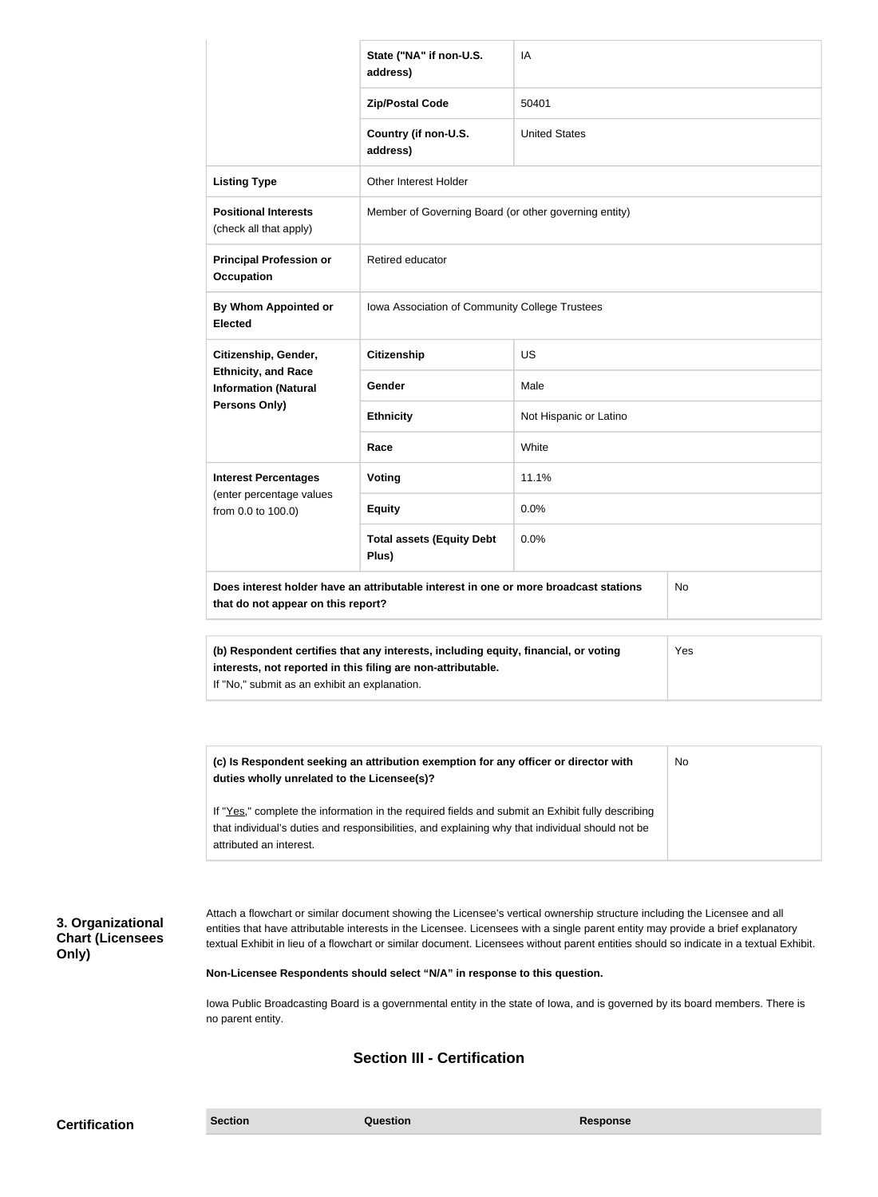| | | |
|---|---|---|
| | State ("NA" if non-U.S. address) | IA |
| | Zip/Postal Code | 50401 |
| | Country (if non-U.S. address) | United States |
| **Listing Type** | Other Interest Holder | |
| **Positional Interests** (check all that apply) | Member of Governing Board (or other governing entity) | |
| **Principal Profession or Occupation** | Retired educator | |
| **By Whom Appointed or Elected** | Iowa Association of Community College Trustees | |
| **Citizenship, Gender, Ethnicity, and Race Information (Natural Persons Only)** | **Citizenship** | US |
| | **Gender** | Male |
| | **Ethnicity** | Not Hispanic or Latino |
| | **Race** | White |
| **Interest Percentages** (enter percentage values from 0.0 to 100.0) | **Voting** | 11.1% |
| | **Equity** | 0.0% |
| | **Total assets (Equity Debt Plus)** | 0.0% |
| **Does interest holder have an attributable interest in one or more broadcast stations that do not appear on this report?** | | No |

| | |
|---|---|
| **(b) Respondent certifies that any interests, including equity, financial, or voting interests, not reported in this filing are non-attributable.** If "No," submit as an exhibit an explanation. | Yes |

| | |
|---|---|
| **(c) Is Respondent seeking an attribution exemption for any officer or director with duties wholly unrelated to the Licensee(s)?** If "Yes," complete the information in the required fields and submit an Exhibit fully describing that individual's duties and responsibilities, and explaining why that individual should not be attributed an interest. | No |

**3. Organizational Chart (Licensees Only)**

Attach a flowchart or similar document showing the Licensee's vertical ownership structure including the Licensee and all entities that have attributable interests in the Licensee. Licensees with a single parent entity may provide a brief explanatory textual Exhibit in lieu of a flowchart or similar document. Licensees without parent entities should so indicate in a textual Exhibit.

**Non-Licensee Respondents should select "N/A" in response to this question.**

Iowa Public Broadcasting Board is a governmental entity in the state of Iowa, and is governed by its board members. There is no parent entity.

## Section III - Certification

**Certification**

| Section | Question | Response |
|---|---|---|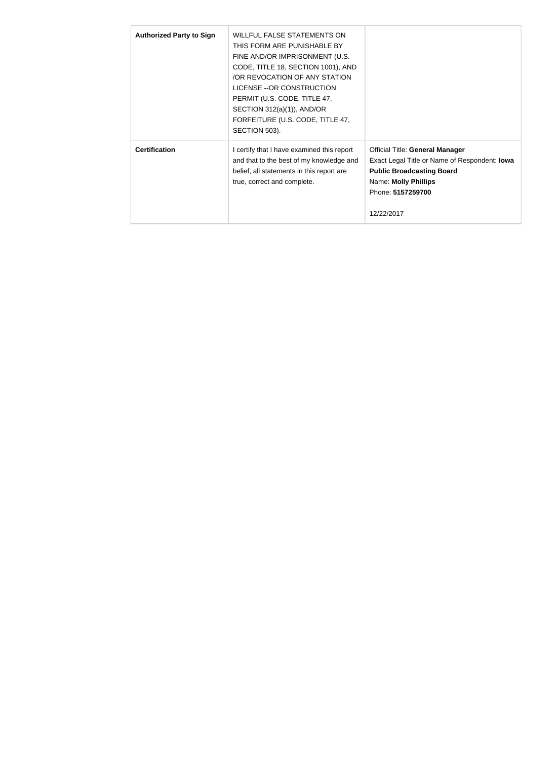| | | |
|---|---|---|
| **Authorized Party to Sign** | WILLFUL FALSE STATEMENTS ON THIS FORM ARE PUNISHABLE BY FINE AND/OR IMPRISONMENT (U.S. CODE, TITLE 18, SECTION 1001), AND /OR REVOCATION OF ANY STATION LICENSE --OR CONSTRUCTION PERMIT (U.S. CODE, TITLE 47, SECTION 312(a)(1)), AND/OR FORFEITURE (U.S. CODE, TITLE 47, SECTION 503). | |
| **Certification** | I certify that I have examined this report and that to the best of my knowledge and belief, all statements in this report are true, correct and complete. | Official Title: **General Manager**<br>Exact Legal Title or Name of Respondent: **Iowa Public Broadcasting Board**<br>Name: **Molly Phillips**<br>Phone: **5157259700**<br><br>12/22/2017 |